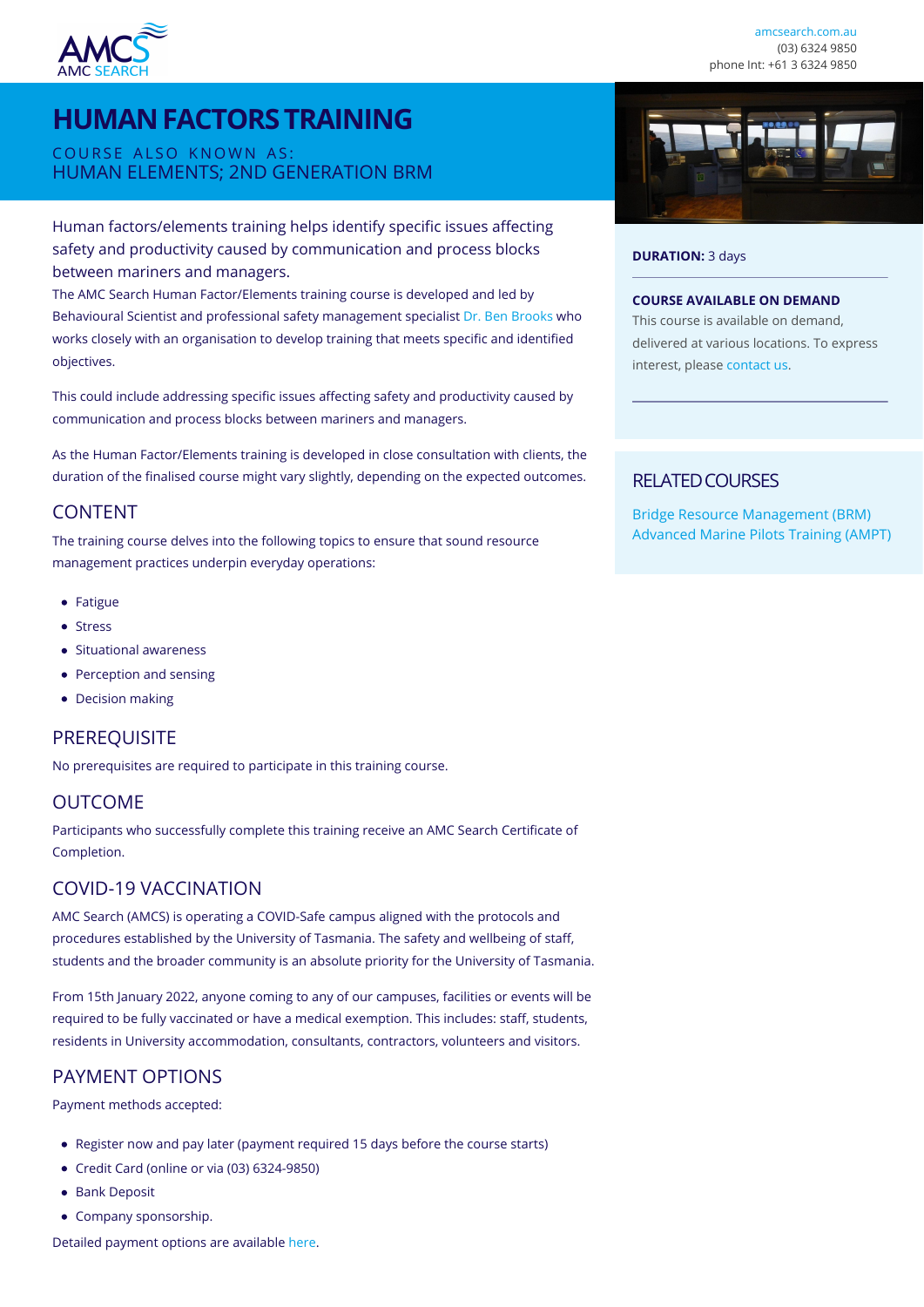AMC SEARCH

amcsearch.com.au
(03) 6324 9850
phone Int: +61 3 6324 9850

# HUMAN FACTORS TRAINING

COURSE ALSO KNOWN AS:
HUMAN ELEMENTS; 2ND GENERATION BRM

Human factors/elements training helps identify specific issues affecting safety and productivity caused by communication and process blocks between mariners and managers.

The AMC Search Human Factor/Elements training course is developed and led by Behavioural Scientist and professional safety management specialist Dr. Ben Brooks who works closely with an organisation to develop training that meets specific and identified objectives.

This could include addressing specific issues affecting safety and productivity caused by communication and process blocks between mariners and managers.

As the Human Factor/Elements training is developed in close consultation with clients, the duration of the finalised course might vary slightly, depending on the expected outcomes.

## CONTENT

The training course delves into the following topics to ensure that sound resource management practices underpin everyday operations:

- Fatigue
- Stress
- Situational awareness
- Perception and sensing
- Decision making

## PREREQUISITE

No prerequisites are required to participate in this training course.

## OUTCOME

Participants who successfully complete this training receive an AMC Search Certificate of Completion.

## COVID-19 VACCINATION

AMC Search (AMCS) is operating a COVID-Safe campus aligned with the protocols and procedures established by the University of Tasmania. The safety and wellbeing of staff, students and the broader community is an absolute priority for the University of Tasmania.

From 15th January 2022, anyone coming to any of our campuses, facilities or events will be required to be fully vaccinated or have a medical exemption. This includes: staff, students, residents in University accommodation, consultants, contractors, volunteers and visitors.

## PAYMENT OPTIONS

Payment methods accepted:

- Register now and pay later (payment required 15 days before the course starts)
- Credit Card (online or via (03) 6324-9850)
- Bank Deposit
- Company sponsorship.

Detailed payment options are available here.

**DURATION:** 3 days

**COURSE AVAILABLE ON DEMAND**

This course is available on demand, delivered at various locations. To express interest, please contact us.

## RELATED COURSES

Bridge Resource Management (BRM)
Advanced Marine Pilots Training (AMPT)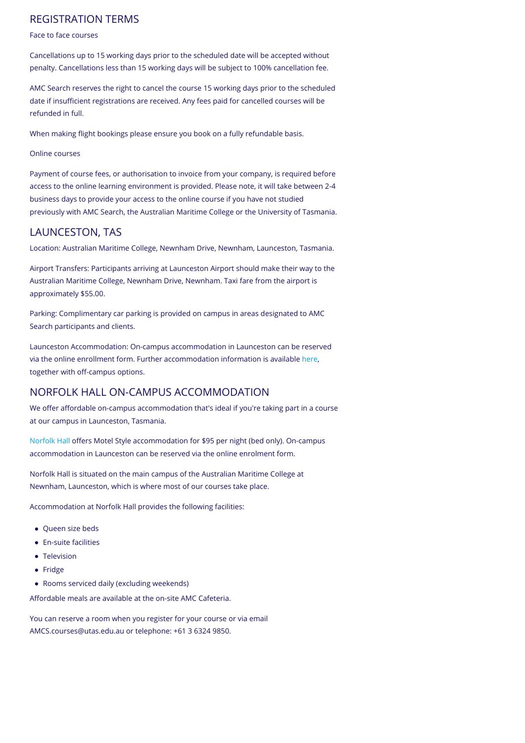## REGISTRATION TERMS

Face to face courses

Cancellations up to 15 working days prior to the scheduled date will be accepted without penalty. Cancellations less than 15 working days will be subject to 100% cancellation fee.

AMC Search reserves the right to cancel the course 15 working days prior to the scheduled date if insufficient registrations are received. Any fees paid for cancelled courses will be refunded in full.

When making flight bookings please ensure you book on a fully refundable basis.

Online courses

Payment of course fees, or authorisation to invoice from your company, is required before access to the online learning environment is provided. Please note, it will take between 2-4 business days to provide your access to the online course if you have not studied previously with AMC Search, the Australian Maritime College or the University of Tasmania.

## LAUNCESTON, TAS

Location: Australian Maritime College, Newnham Drive, Newnham, Launceston, Tasmania.

Airport Transfers: Participants arriving at Launceston Airport should make their way to the Australian Maritime College, Newnham Drive, Newnham. Taxi fare from the airport is approximately $55.00.

Parking: Complimentary car parking is provided on campus in areas designated to AMC Search participants and clients.

Launceston Accommodation: On-campus accommodation in Launceston can be reserved via the online enrollment form. Further accommodation information is available here, together with off-campus options.

## NORFOLK HALL ON-CAMPUS ACCOMMODATION

We offer affordable on-campus accommodation that's ideal if you're taking part in a course at our campus in Launceston, Tasmania.

Norfolk Hall offers Motel Style accommodation for $95 per night (bed only). On-campus accommodation in Launceston can be reserved via the online enrolment form.

Norfolk Hall is situated on the main campus of the Australian Maritime College at Newnham, Launceston, which is where most of our courses take place.

Accommodation at Norfolk Hall provides the following facilities:

- Queen size beds
- En-suite facilities
- Television
- Fridge
- Rooms serviced daily (excluding weekends)

Affordable meals are available at the on-site AMC Cafeteria.

You can reserve a room when you register for your course or via email AMCS.courses@utas.edu.au or telephone: +61 3 6324 9850.